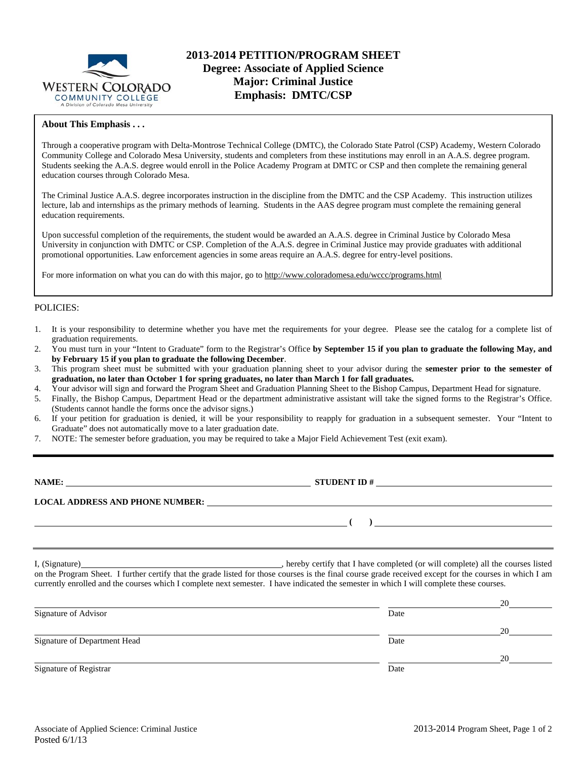# 2013-2014 PETITION/PROGRAM SHEET
## Degree: Associate of Applied Science
## Major: Criminal Justice
## Emphasis: DMTC/CSP

**About This Emphasis . . .**

Through a cooperative program with Delta-Montrose Technical College (DMTC), the Colorado State Patrol (CSP) Academy, Western Colorado Community College and Colorado Mesa University, students and completers from these institutions may enroll in an A.A.S. degree program. Students seeking the A.A.S. degree would enroll in the Police Academy Program at DMTC or CSP and then complete the remaining general education courses through Colorado Mesa.

The Criminal Justice A.A.S. degree incorporates instruction in the discipline from the DMTC and the CSP Academy. This instruction utilizes lecture, lab and internships as the primary methods of learning. Students in the AAS degree program must complete the remaining general education requirements.

Upon successful completion of the requirements, the student would be awarded an A.A.S. degree in Criminal Justice by Colorado Mesa University in conjunction with DMTC or CSP. Completion of the A.A.S. degree in Criminal Justice may provide graduates with additional promotional opportunities. Law enforcement agencies in some areas require an A.A.S. degree for entry-level positions.

For more information on what you can do with this major, go to http://www.coloradomesa.edu/wccc/programs.html

POLICIES:

1. It is your responsibility to determine whether you have met the requirements for your degree. Please see the catalog for a complete list of graduation requirements.
2. You must turn in your "Intent to Graduate" form to the Registrar's Office **by September 15 if you plan to graduate the following May, and by February 15 if you plan to graduate the following December**.
3. This program sheet must be submitted with your graduation planning sheet to your advisor during the **semester prior to the semester of graduation, no later than October 1 for spring graduates, no later than March 1 for fall graduates.**
4. Your advisor will sign and forward the Program Sheet and Graduation Planning Sheet to the Bishop Campus, Department Head for signature.
5. Finally, the Bishop Campus, Department Head or the department administrative assistant will take the signed forms to the Registrar's Office. (Students cannot handle the forms once the advisor signs.)
6. If your petition for graduation is denied, it will be your responsibility to reapply for graduation in a subsequent semester. Your "Intent to Graduate" does not automatically move to a later graduation date.
7. NOTE: The semester before graduation, you may be required to take a Major Field Achievement Test (exit exam).

---

**NAME:** ______________________________ **STUDENT ID #** ______________________________

**LOCAL ADDRESS AND PHONE NUMBER:** ______________________________

______________________________ **( )** ______________________________

---

I, (Signature)______________________________, hereby certify that I have completed (or will complete) all the courses listed on the Program Sheet. I further certify that the grade listed for those courses is the final course grade received except for the courses in which I am currently enrolled and the courses which I complete next semester. I have indicated the semester in which I will complete these courses.

______________________________ ______________20______
Signature of Advisor Date

______________________________ ______________20______
Signature of Department Head Date

______________________________ ______________20______
Signature of Registrar Date

Associate of Applied Science: Criminal Justice
Posted 6/1/13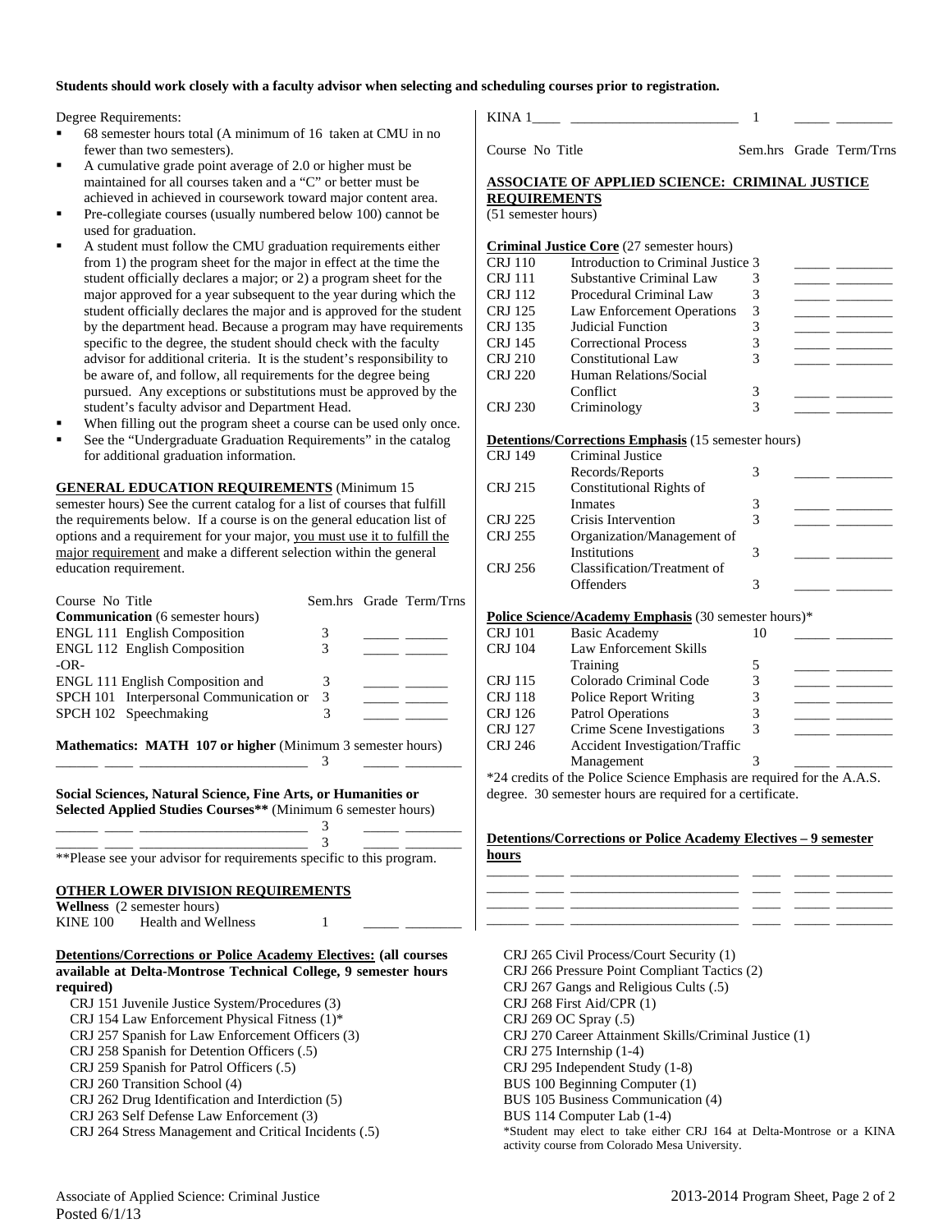**Students should work closely with a faculty advisor when selecting and scheduling courses prior to registration.**

Degree Requirements:

- 68 semester hours total (A minimum of 16 taken at CMU in no fewer than two semesters).
- A cumulative grade point average of 2.0 or higher must be maintained for all courses taken and a "C" or better must be achieved in achieved in coursework toward major content area.
- Pre-collegiate courses (usually numbered below 100) cannot be used for graduation.
- A student must follow the CMU graduation requirements either from 1) the program sheet for the major in effect at the time the student officially declares a major; or 2) a program sheet for the major approved for a year subsequent to the year during which the student officially declares the major and is approved for the student by the department head. Because a program may have requirements specific to the degree, the student should check with the faculty advisor for additional criteria. It is the student's responsibility to be aware of, and follow, all requirements for the degree being pursued. Any exceptions or substitutions must be approved by the student's faculty advisor and Department Head.
- When filling out the program sheet a course can be used only once.
- See the "Undergraduate Graduation Requirements" in the catalog for additional graduation information.

**GENERAL EDUCATION REQUIREMENTS** (Minimum 15 semester hours) See the current catalog for a list of courses that fulfill the requirements below. If a course is on the general education list of options and a requirement for your major, you must use it to fulfill the major requirement and make a different selection within the general education requirement.

| Course No Title | Sem.hrs | Grade | Term/Trns |
|---|---|---|---|
| **Communication** (6 semester hours) | | | |
| ENGL 111 English Composition | 3 | _____ | ______ |
| ENGL 112 English Composition | 3 | _____ | ______ |
| -OR- | | | |
| ENGL 111 English Composition and | 3 | _____ | ______ |
| SPCH 101 Interpersonal Communication or | 3 | _____ | ______ |
| SPCH 102 Speechmaking | 3 | _____ | ______ |

**Mathematics: MATH 107 or higher** (Minimum 3 semester hours)

| | | | |
|---|---|---|---|
| ______ ____ ______________________ | 3 | _____ | ________ |

**Social Sciences, Natural Science, Fine Arts, or Humanities or Selected Applied Studies Courses**\*\* (Minimum 6 semester hours)

| | | | |
|---|---|---|---|
| ______ ____ ______________________ | 3 | _____ | ________ |
| ______ ____ ______________________ | 3 | _____ | ________ |

\*\*Please see your advisor for requirements specific to this program.

**OTHER LOWER DIVISION REQUIREMENTS**

| | | | |
|---|---|---|---|
| **Wellness** (2 semester hours) | | | |
| KINE 100 Health and Wellness | 1 | _____ | ________ |
| KINA 1____ ______________________ | 1 | _____ | ________ |

| Course No | Title | Sem.hrs | Grade | Term/Trns |
|---|---|---|---|---|

**ASSOCIATE OF APPLIED SCIENCE: CRIMINAL JUSTICE REQUIREMENTS**
(51 semester hours)

**Criminal Justice Core** (27 semester hours)

| | | | | |
|---|---|---|---|---|
| CRJ 110 | Introduction to Criminal Justice | 3 | _____ | ________ |
| CRJ 111 | Substantive Criminal Law | 3 | _____ | ________ |
| CRJ 112 | Procedural Criminal Law | 3 | _____ | ________ |
| CRJ 125 | Law Enforcement Operations | 3 | _____ | ________ |
| CRJ 135 | Judicial Function | 3 | _____ | ________ |
| CRJ 145 | Correctional Process | 3 | _____ | ________ |
| CRJ 210 | Constitutional Law | 3 | _____ | ________ |
| CRJ 220 | Human Relations/Social Conflict | 3 | _____ | ________ |
| CRJ 230 | Criminology | 3 | _____ | ________ |

**Detentions/Corrections Emphasis** (15 semester hours)

| | | | | |
|---|---|---|---|---|
| CRJ 149 | Criminal Justice Records/Reports | 3 | _____ | ________ |
| CRJ 215 | Constitutional Rights of Inmates | 3 | _____ | ________ |
| CRJ 225 | Crisis Intervention | 3 | _____ | ________ |
| CRJ 255 | Organization/Management of Institutions | 3 | _____ | ________ |
| CRJ 256 | Classification/Treatment of Offenders | 3 | _____ | ________ |

**Police Science/Academy Emphasis** (30 semester hours)\*

| | | | | |
|---|---|---|---|---|
| CRJ 101 | Basic Academy | 10 | _____ | ________ |
| CRJ 104 | Law Enforcement Skills Training | 5 | _____ | ________ |
| CRJ 115 | Colorado Criminal Code | 3 | _____ | ________ |
| CRJ 118 | Police Report Writing | 3 | _____ | ________ |
| CRJ 126 | Patrol Operations | 3 | _____ | ________ |
| CRJ 127 | Crime Scene Investigations | 3 | _____ | ________ |
| CRJ 246 | Accident Investigation/Traffic Management | 3 | _____ | ________ |

\*24 credits of the Police Science Emphasis are required for the A.A.S. degree. 30 semester hours are required for a certificate.

**Detentions/Corrections or Police Academy Electives – 9 semester hours**

| | | | | |
|---|---|---|---|---|
| ______ ____ | ______________________ | ____ | _____ | ________ |
| ______ ____ | ______________________ | ____ | _____ | ________ |
| ______ ____ | ______________________ | ____ | _____ | ________ |
| ______ ____ | ______________________ | ____ | _____ | ________ |

**Detentions/Corrections or Police Academy Electives: (all courses available at Delta-Montrose Technical College, 9 semester hours required)**

- CRJ 151 Juvenile Justice System/Procedures (3)
- CRJ 154 Law Enforcement Physical Fitness (1)\*
- CRJ 257 Spanish for Law Enforcement Officers (3)
- CRJ 258 Spanish for Detention Officers (.5)
- CRJ 259 Spanish for Patrol Officers (.5)
- CRJ 260 Transition School (4)
- CRJ 262 Drug Identification and Interdiction (5)
- CRJ 263 Self Defense Law Enforcement (3)
- CRJ 264 Stress Management and Critical Incidents (.5)
- CRJ 265 Civil Process/Court Security (1)
- CRJ 266 Pressure Point Compliant Tactics (2)
- CRJ 267 Gangs and Religious Cults (.5)
- CRJ 268 First Aid/CPR (1)
- CRJ 269 OC Spray (.5)
- CRJ 270 Career Attainment Skills/Criminal Justice (1)
- CRJ 275 Internship (1-4)
- CRJ 295 Independent Study (1-8)
- BUS 100 Beginning Computer (1)
- BUS 105 Business Communication (4)
- BUS 114 Computer Lab (1-4)

\*Student may elect to take either CRJ 164 at Delta-Montrose or a KINA activity course from Colorado Mesa University.

Associate of Applied Science: Criminal Justice
Posted 6/1/13